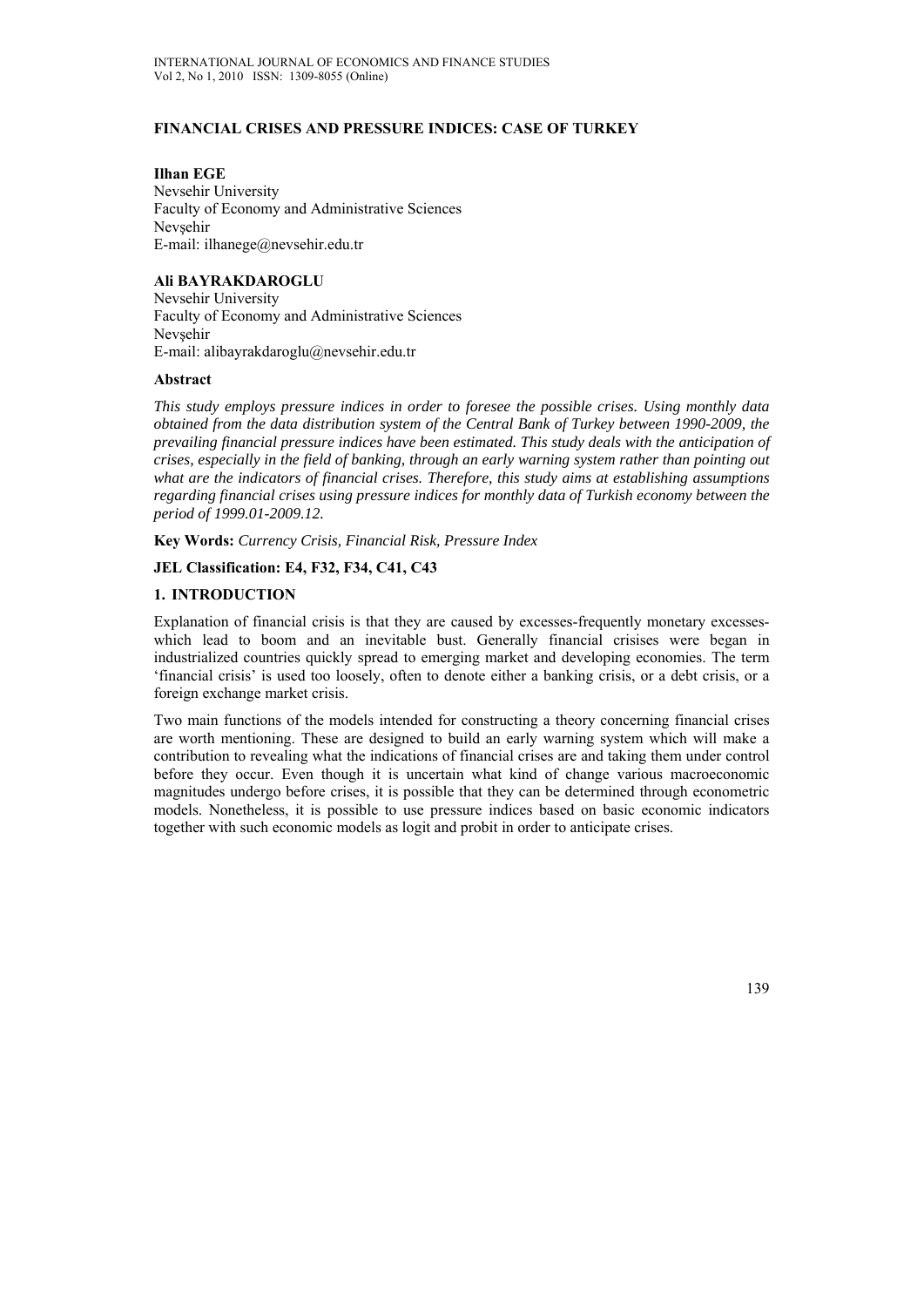# FINANCIAL CRISES AND PRESSURE INDICES: CASE OF TURKEY

**Ilhan EGE**
Nevsehir University
Faculty of Economy and Administrative Sciences
Nevşehir
E-mail: ilhanege@nevsehir.edu.tr

**Ali BAYRAKDAROGLU**
Nevsehir University
Faculty of Economy and Administrative Sciences
Nevşehir
E-mail: alibayrakdaroglu@nevsehir.edu.tr

### Abstract

*This study employs pressure indices in order to foresee the possible crises. Using monthly data obtained from the data distribution system of the Central Bank of Turkey between 1990-2009, the prevailing financial pressure indices have been estimated. This study deals with the anticipation of crises, especially in the field of banking, through an early warning system rather than pointing out what are the indicators of financial crises. Therefore, this study aims at establishing assumptions regarding financial crises using pressure indices for monthly data of Turkish economy between the period of 1999.01-2009.12.*

**Key Words:** *Currency Crisis, Financial Risk, Pressure Index*

**JEL Classification: E4, F32, F34, C41, C43**

## 1. INTRODUCTION

Explanation of financial crisis is that they are caused by excesses-frequently monetary excesses-which lead to boom and an inevitable bust. Generally financial crisises were began in industrialized countries quickly spread to emerging market and developing economies. The term 'financial crisis' is used too loosely, often to denote either a banking crisis, or a debt crisis, or a foreign exchange market crisis.

Two main functions of the models intended for constructing a theory concerning financial crises are worth mentioning. These are designed to build an early warning system which will make a contribution to revealing what the indications of financial crises are and taking them under control before they occur. Even though it is uncertain what kind of change various macroeconomic magnitudes undergo before crises, it is possible that they can be determined through econometric models. Nonetheless, it is possible to use pressure indices based on basic economic indicators together with such economic models as logit and probit in order to anticipate crises.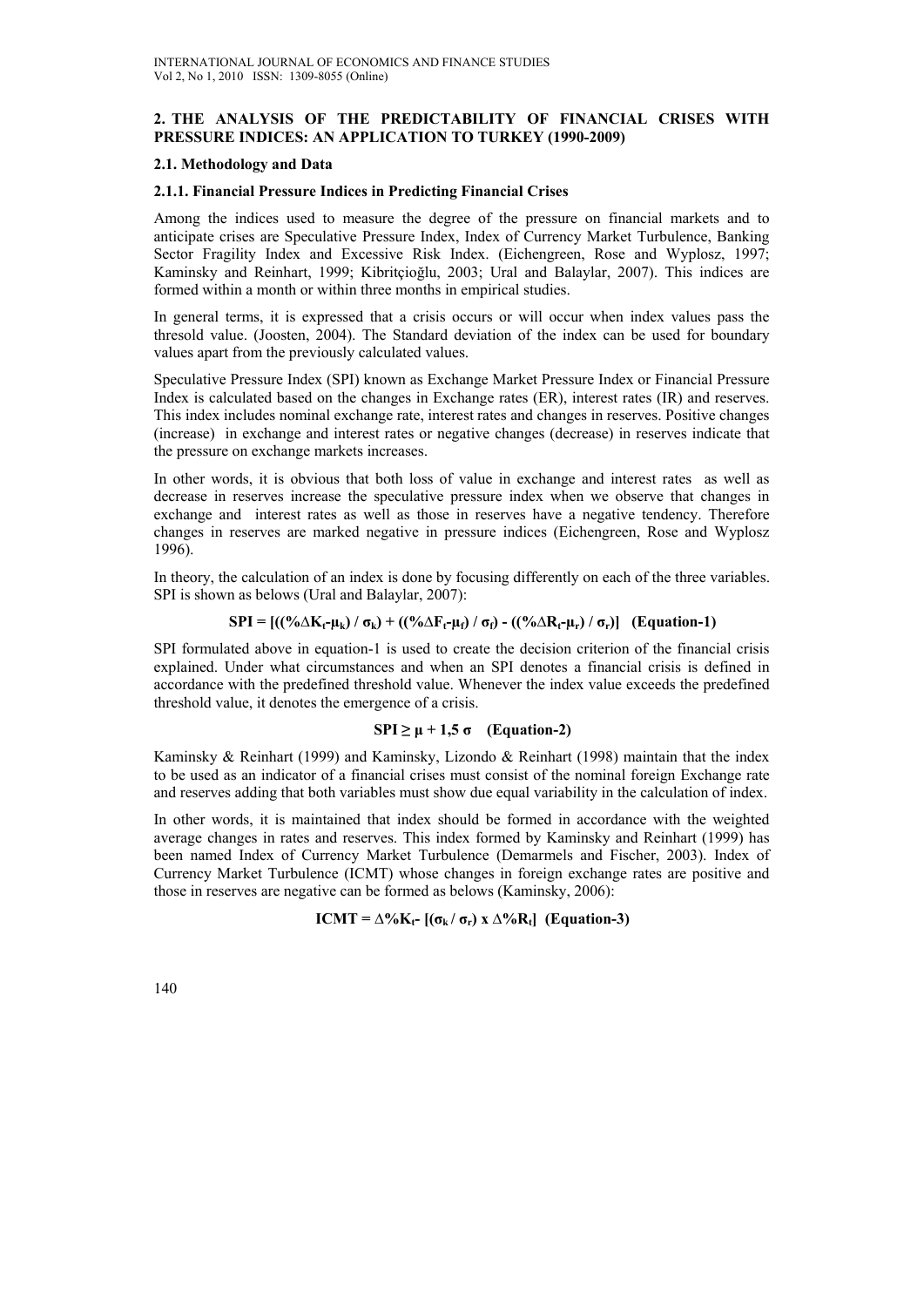## 2. THE ANALYSIS OF THE PREDICTABILITY OF FINANCIAL CRISES WITH PRESSURE INDICES: AN APPLICATION TO TURKEY (1990-2009)

### 2.1. Methodology and Data

#### 2.1.1. Financial Pressure Indices in Predicting Financial Crises

Among the indices used to measure the degree of the pressure on financial markets and to anticipate crises are Speculative Pressure Index, Index of Currency Market Turbulence, Banking Sector Fragility Index and Excessive Risk Index. (Eichengreen, Rose and Wyplosz, 1997; Kaminsky and Reinhart, 1999; Kibritçioğlu, 2003; Ural and Balaylar, 2007). This indices are formed within a month or within three months in empirical studies.

In general terms, it is expressed that a crisis occurs or will occur when index values pass the thresold value. (Joosten, 2004). The Standard deviation of the index can be used for boundary values apart from the previously calculated values.

Speculative Pressure Index (SPI) known as Exchange Market Pressure Index or Financial Pressure Index is calculated based on the changes in Exchange rates (ER), interest rates (IR) and reserves. This index includes nominal exchange rate, interest rates and changes in reserves. Positive changes (increase) in exchange and interest rates or negative changes (decrease) in reserves indicate that the pressure on exchange markets increases.

In other words, it is obvious that both loss of value in exchange and interest rates as well as decrease in reserves increase the speculative pressure index when we observe that changes in exchange and interest rates as well as those in reserves have a negative tendency. Therefore changes in reserves are marked negative in pressure indices (Eichengreen, Rose and Wyplosz 1996).

In theory, the calculation of an index is done by focusing differently on each of the three variables. SPI is shown as belows (Ural and Balaylar, 2007):

$$SPI = [((\%\Delta K_t - \mu_k) / \sigma_k) + ((\%\Delta F_t - \mu_f) / \sigma_f) - ((\%\Delta R_t - \mu_r) / \sigma_r)] \quad \textbf{(Equation-1)}$$

SPI formulated above in equation-1 is used to create the decision criterion of the financial crisis explained. Under what circumstances and when an SPI denotes a financial crisis is defined in accordance with the predefined threshold value. Whenever the index value exceeds the predefined threshold value, it denotes the emergence of a crisis.

$$SPI \geq \mu + 1{,}5\ \sigma \quad \textbf{(Equation-2)}$$

Kaminsky & Reinhart (1999) and Kaminsky, Lizondo & Reinhart (1998) maintain that the index to be used as an indicator of a financial crises must consist of the nominal foreign Exchange rate and reserves adding that both variables must show due equal variability in the calculation of index.

In other words, it is maintained that index should be formed in accordance with the weighted average changes in rates and reserves. This index formed by Kaminsky and Reinhart (1999) has been named Index of Currency Market Turbulence (Demarmels and Fischer, 2003). Index of Currency Market Turbulence (ICMT) whose changes in foreign exchange rates are positive and those in reserves are negative can be formed as belows (Kaminsky, 2006):

$$ICMT = \Delta\%K_t - [(\sigma_k / \sigma_r) \times \Delta\%R_t] \quad \textbf{(Equation-3)}$$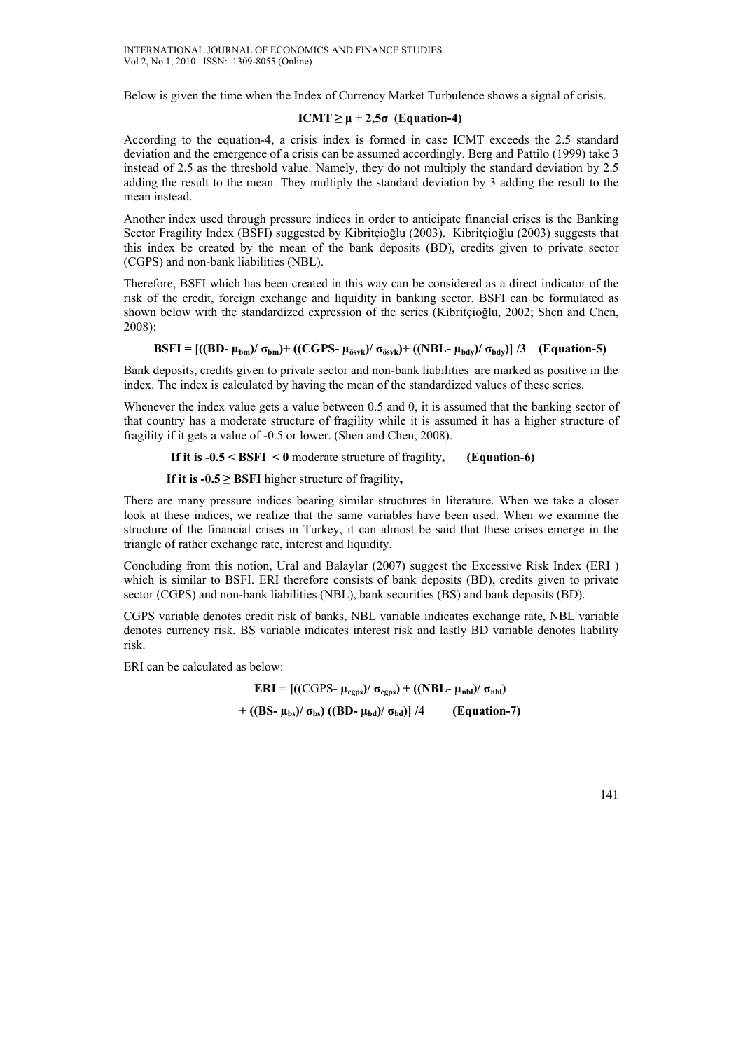Below is given the time when the Index of Currency Market Turbulence shows a signal of crisis.

$$\textbf{ICMT} \geq \mu + 2{,}5\sigma \quad \textbf{(Equation-4)}$$

According to the equation-4, a crisis index is formed in case ICMT exceeds the 2.5 standard deviation and the emergence of a crisis can be assumed accordingly. Berg and Pattilo (1999) take 3 instead of 2.5 as the threshold value. Namely, they do not multiply the standard deviation by 2.5 adding the result to the mean. They multiply the standard deviation by 3 adding the result to the mean instead.

Another index used through pressure indices in order to anticipate financial crises is the Banking Sector Fragility Index (BSFI) suggested by Kibritçioğlu (2003). Kibritçioğlu (2003) suggests that this index be created by the mean of the bank deposits (BD), credits given to private sector (CGPS) and non-bank liabilities (NBL).

Therefore, BSFI which has been created in this way can be considered as a direct indicator of the risk of the credit, foreign exchange and liquidity in banking sector. BSFI can be formulated as shown below with the standardized expression of the series (Kibritçioğlu, 2002; Shen and Chen, 2008):

$$\mathbf{BSFI} = [((BD - \mu_{bm})/\sigma_{bm}) + ((CGPS - \mu_{\ddot{o}svk})/\sigma_{\ddot{o}svk}) + ((NBL - \mu_{bdy})/\sigma_{bdy})]/3 \quad \textbf{(Equation-5)}$$

Bank deposits, credits given to private sector and non-bank liabilities are marked as positive in the index. The index is calculated by having the mean of the standardized values of these series.

Whenever the index value gets a value between 0.5 and 0, it is assumed that the banking sector of that country has a moderate structure of fragility while it is assumed it has a higher structure of fragility if it gets a value of -0.5 or lower. (Shen and Chen, 2008).

**If it is $-0.5 < \mathbf{BSFI} < 0$** moderate structure of fragility**,** **(Equation-6)**

**If it is $-0.5 \geq \mathbf{BSFI}$** higher structure of fragility**,**

There are many pressure indices bearing similar structures in literature. When we take a closer look at these indices, we realize that the same variables have been used. When we examine the structure of the financial crises in Turkey, it can almost be said that these crises emerge in the triangle of rather exchange rate, interest and liquidity.

Concluding from this notion, Ural and Balaylar (2007) suggest the Excessive Risk Index (ERI ) which is similar to BSFI. ERI therefore consists of bank deposits (BD), credits given to private sector (CGPS) and non-bank liabilities (NBL), bank securities (BS) and bank deposits (BD).

CGPS variable denotes credit risk of banks, NBL variable indicates exchange rate, NBL variable denotes currency risk, BS variable indicates interest risk and lastly BD variable denotes liability risk.

ERI can be calculated as below:

$$\mathbf{ERI} = [((CGPS - \mu_{cgps})/\sigma_{cgps}) + ((NBL - \mu_{nbl})/\sigma_{nbl})$$
$$+ ((BS - \mu_{bs})/\sigma_{bs})\ ((BD - \mu_{bd})/\sigma_{bd})]/4 \quad \textbf{(Equation-7)}$$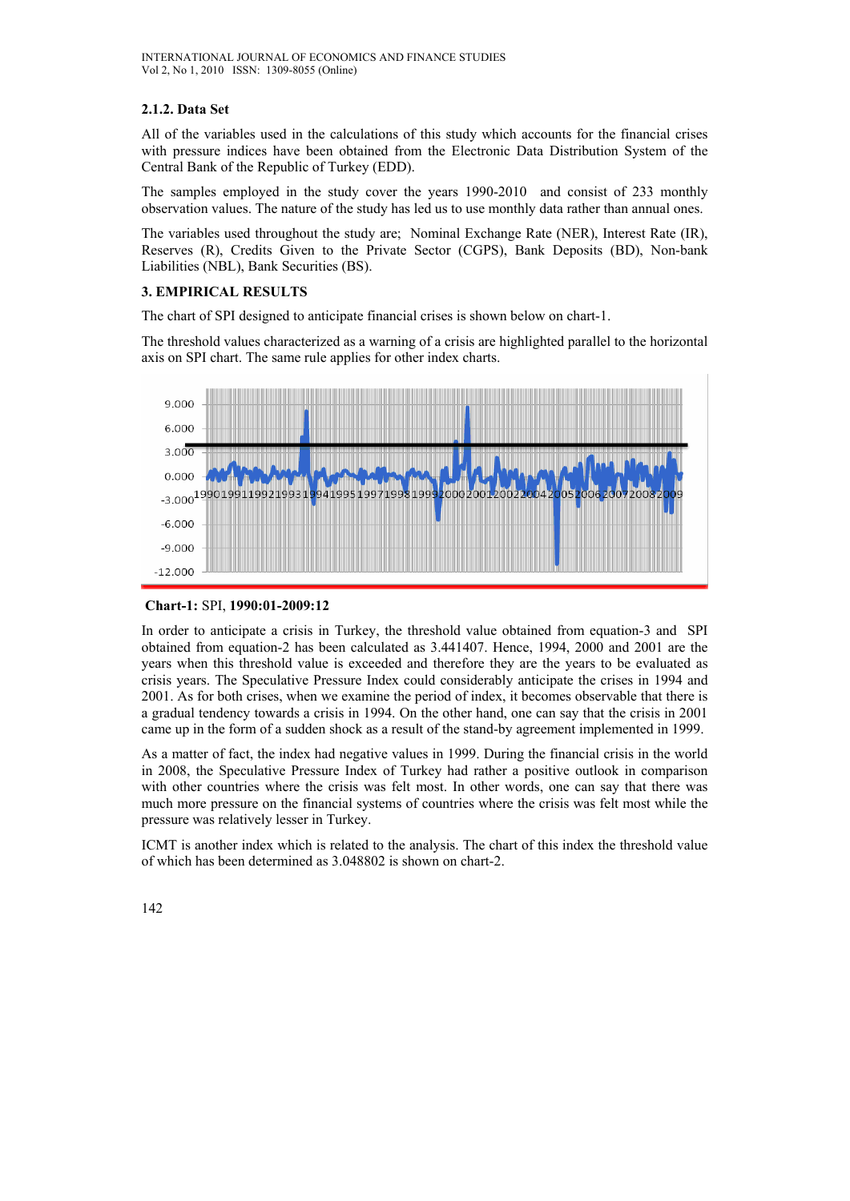### 2.1.2. Data Set

All of the variables used in the calculations of this study which accounts for the financial crises with pressure indices have been obtained from the Electronic Data Distribution System of the Central Bank of the Republic of Turkey (EDD).

The samples employed in the study cover the years 1990-2010 and consist of 233 monthly observation values. The nature of the study has led us to use monthly data rather than annual ones.

The variables used throughout the study are; Nominal Exchange Rate (NER), Interest Rate (IR), Reserves (R), Credits Given to the Private Sector (CGPS), Bank Deposits (BD), Non-bank Liabilities (NBL), Bank Securities (BS).

## 3. EMPIRICAL RESULTS

The chart of SPI designed to anticipate financial crises is shown below on chart-1.

The threshold values characterized as a warning of a crisis are highlighted parallel to the horizontal axis on SPI chart. The same rule applies for other index charts.

**Chart-1:** SPI, **1990:01-2009:12**

In order to anticipate a crisis in Turkey, the threshold value obtained from equation-3 and SPI obtained from equation-2 has been calculated as 3.441407. Hence, 1994, 2000 and 2001 are the years when this threshold value is exceeded and therefore they are the years to be evaluated as crisis years. The Speculative Pressure Index could considerably anticipate the crises in 1994 and 2001. As for both crises, when we examine the period of index, it becomes observable that there is a gradual tendency towards a crisis in 1994. On the other hand, one can say that the crisis in 2001 came up in the form of a sudden shock as a result of the stand-by agreement implemented in 1999.

As a matter of fact, the index had negative values in 1999. During the financial crisis in the world in 2008, the Speculative Pressure Index of Turkey had rather a positive outlook in comparison with other countries where the crisis was felt most. In other words, one can say that there was much more pressure on the financial systems of countries where the crisis was felt most while the pressure was relatively lesser in Turkey.

ICMT is another index which is related to the analysis. The chart of this index the threshold value of which has been determined as 3.048802 is shown on chart-2.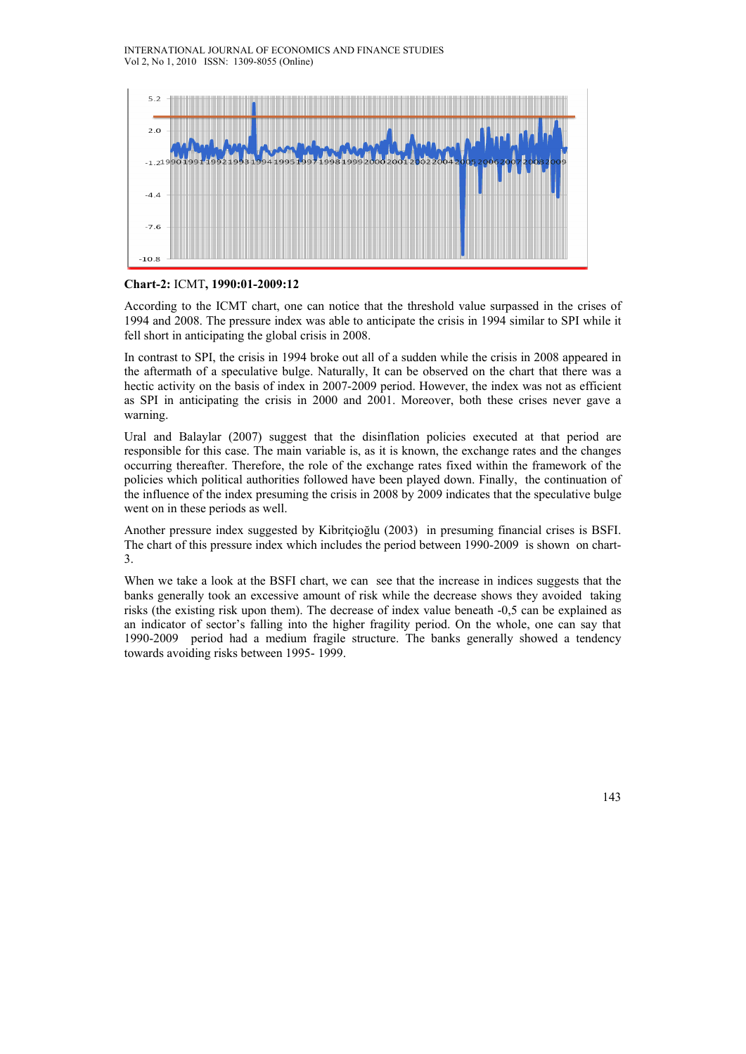**Chart-2:** ICMT**, 1990:01-2009:12**

According to the ICMT chart, one can notice that the threshold value surpassed in the crises of 1994 and 2008. The pressure index was able to anticipate the crisis in 1994 similar to SPI while it fell short in anticipating the global crisis in 2008.

In contrast to SPI, the crisis in 1994 broke out all of a sudden while the crisis in 2008 appeared in the aftermath of a speculative bulge. Naturally, It can be observed on the chart that there was a hectic activity on the basis of index in 2007-2009 period. However, the index was not as efficient as SPI in anticipating the crisis in 2000 and 2001. Moreover, both these crises never gave a warning.

Ural and Balaylar (2007) suggest that the disinflation policies executed at that period are responsible for this case. The main variable is, as it is known, the exchange rates and the changes occurring thereafter. Therefore, the role of the exchange rates fixed within the framework of the policies which political authorities followed have been played down. Finally, the continuation of the influence of the index presuming the crisis in 2008 by 2009 indicates that the speculative bulge went on in these periods as well.

Another pressure index suggested by Kibritçioğlu (2003) in presuming financial crises is BSFI. The chart of this pressure index which includes the period between 1990-2009 is shown on chart-3.

When we take a look at the BSFI chart, we can see that the increase in indices suggests that the banks generally took an excessive amount of risk while the decrease shows they avoided taking risks (the existing risk upon them). The decrease of index value beneath -0,5 can be explained as an indicator of sector's falling into the higher fragility period. On the whole, one can say that 1990-2009 period had a medium fragile structure. The banks generally showed a tendency towards avoiding risks between 1995- 1999.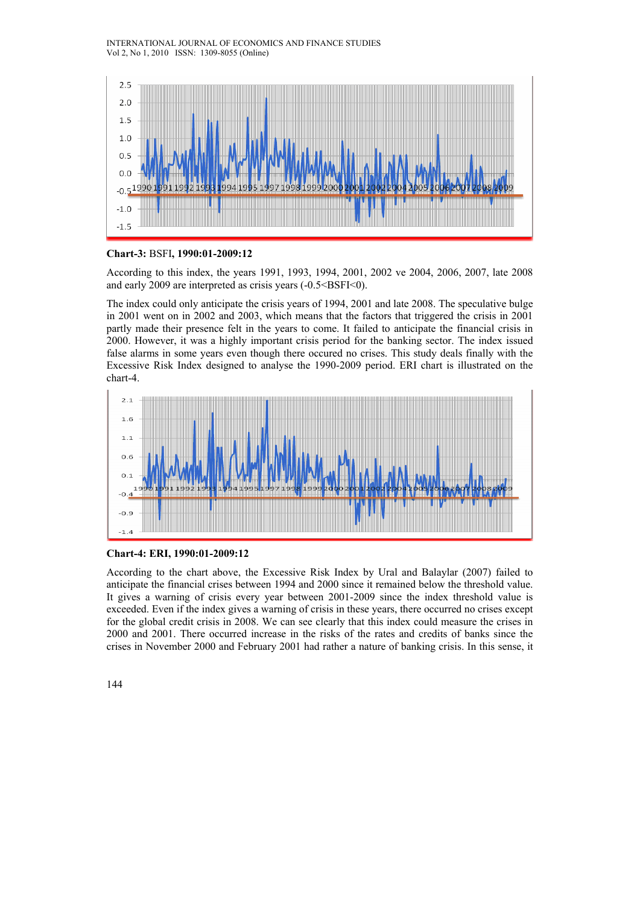**Chart-3:** BSFI, **1990:01-2009:12**

According to this index, the years 1991, 1993, 1994, 2001, 2002 ve 2004, 2006, 2007, late 2008 and early 2009 are interpreted as crisis years (-0.5<BSFI<0).

The index could only anticipate the crisis years of 1994, 2001 and late 2008. The speculative bulge in 2001 went on in 2002 and 2003, which means that the factors that triggered the crisis in 2001 partly made their presence felt in the years to come. It failed to anticipate the financial crisis in 2000. However, it was a highly important crisis period for the banking sector. The index issued false alarms in some years even though there occured no crises. This study deals finally with the Excessive Risk Index designed to analyse the 1990-2009 period. ERI chart is illustrated on the chart-4.

**Chart-4: ERI, 1990:01-2009:12**

According to the chart above, the Excessive Risk Index by Ural and Balaylar (2007) failed to anticipate the financial crises between 1994 and 2000 since it remained below the threshold value. It gives a warning of crisis every year between 2001-2009 since the index threshold value is exceeded. Even if the index gives a warning of crisis in these years, there occurred no crises except for the global credit crisis in 2008. We can see clearly that this index could measure the crises in 2000 and 2001. There occurred increase in the risks of the rates and credits of banks since the crises in November 2000 and February 2001 had rather a nature of banking crisis. In this sense, it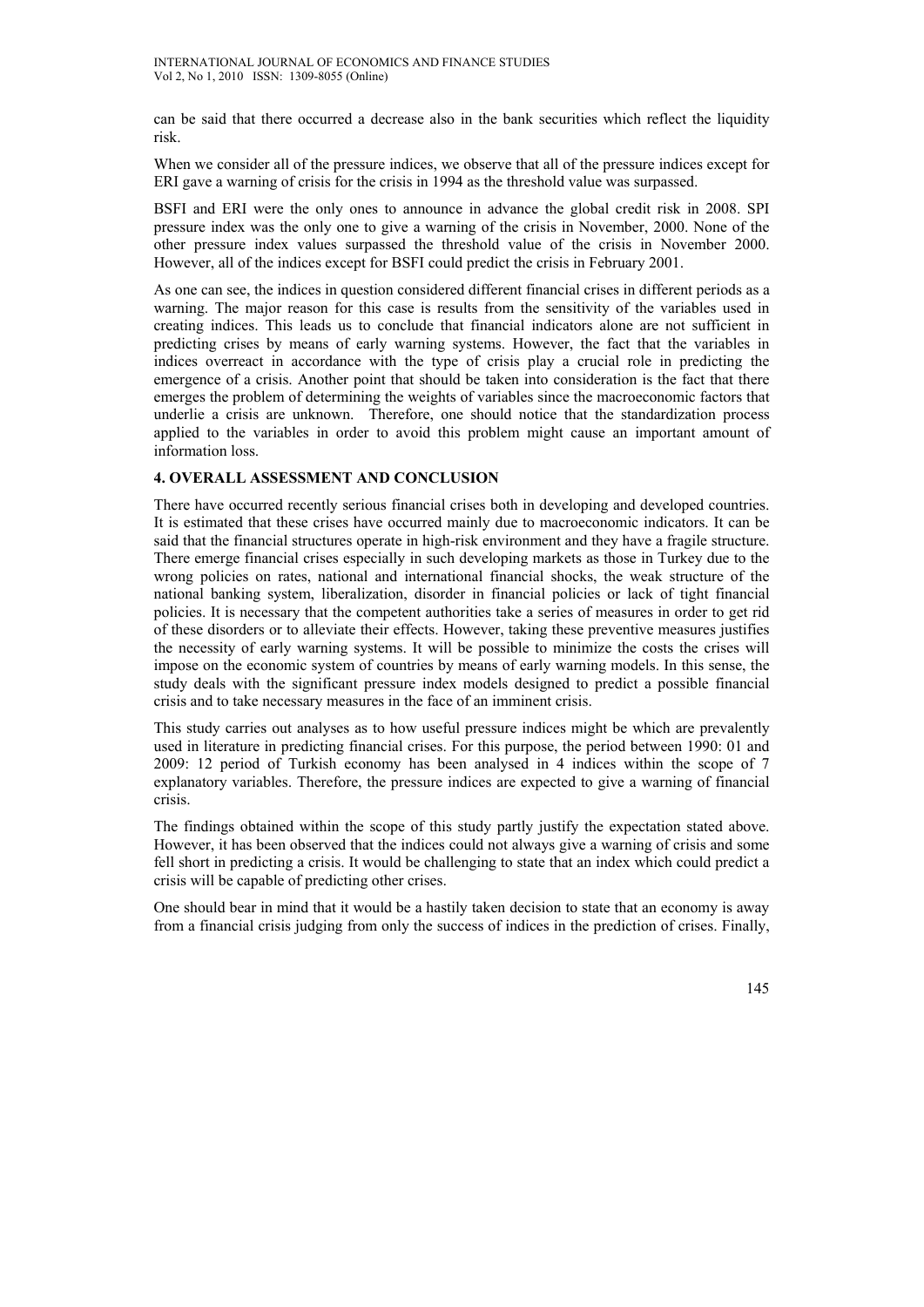can be said that there occurred a decrease also in the bank securities which reflect the liquidity risk.

When we consider all of the pressure indices, we observe that all of the pressure indices except for ERI gave a warning of crisis for the crisis in 1994 as the threshold value was surpassed.

BSFI and ERI were the only ones to announce in advance the global credit risk in 2008. SPI pressure index was the only one to give a warning of the crisis in November, 2000. None of the other pressure index values surpassed the threshold value of the crisis in November 2000. However, all of the indices except for BSFI could predict the crisis in February 2001.

As one can see, the indices in question considered different financial crises in different periods as a warning. The major reason for this case is results from the sensitivity of the variables used in creating indices. This leads us to conclude that financial indicators alone are not sufficient in predicting crises by means of early warning systems. However, the fact that the variables in indices overreact in accordance with the type of crisis play a crucial role in predicting the emergence of a crisis. Another point that should be taken into consideration is the fact that there emerges the problem of determining the weights of variables since the macroeconomic factors that underlie a crisis are unknown. Therefore, one should notice that the standardization process applied to the variables in order to avoid this problem might cause an important amount of information loss.

## 4. OVERALL ASSESSMENT AND CONCLUSION

There have occurred recently serious financial crises both in developing and developed countries. It is estimated that these crises have occurred mainly due to macroeconomic indicators. It can be said that the financial structures operate in high-risk environment and they have a fragile structure. There emerge financial crises especially in such developing markets as those in Turkey due to the wrong policies on rates, national and international financial shocks, the weak structure of the national banking system, liberalization, disorder in financial policies or lack of tight financial policies. It is necessary that the competent authorities take a series of measures in order to get rid of these disorders or to alleviate their effects. However, taking these preventive measures justifies the necessity of early warning systems. It will be possible to minimize the costs the crises will impose on the economic system of countries by means of early warning models. In this sense, the study deals with the significant pressure index models designed to predict a possible financial crisis and to take necessary measures in the face of an imminent crisis.

This study carries out analyses as to how useful pressure indices might be which are prevalently used in literature in predicting financial crises. For this purpose, the period between 1990: 01 and 2009: 12 period of Turkish economy has been analysed in 4 indices within the scope of 7 explanatory variables. Therefore, the pressure indices are expected to give a warning of financial crisis.

The findings obtained within the scope of this study partly justify the expectation stated above. However, it has been observed that the indices could not always give a warning of crisis and some fell short in predicting a crisis. It would be challenging to state that an index which could predict a crisis will be capable of predicting other crises.

One should bear in mind that it would be a hastily taken decision to state that an economy is away from a financial crisis judging from only the success of indices in the prediction of crises. Finally,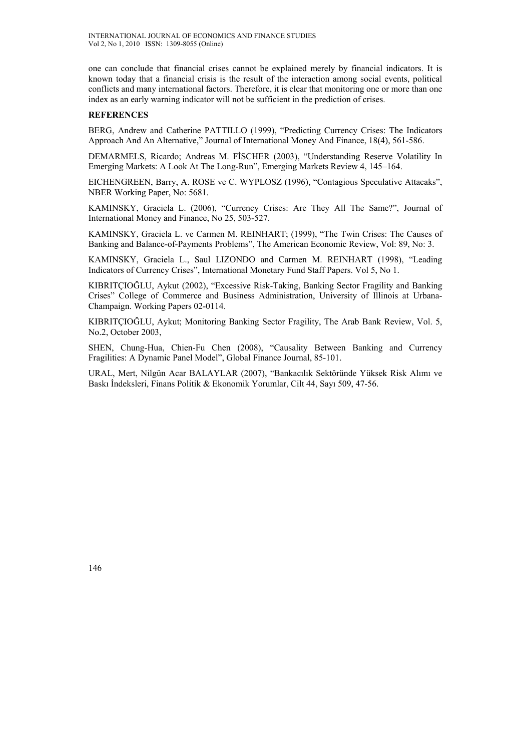one can conclude that financial crises cannot be explained merely by financial indicators. It is known today that a financial crisis is the result of the interaction among social events, political conflicts and many international factors. Therefore, it is clear that monitoring one or more than one index as an early warning indicator will not be sufficient in the prediction of crises.

## REFERENCES

BERG, Andrew and Catherine PATTILLO (1999), "Predicting Currency Crises: The Indicators Approach And An Alternative," Journal of International Money And Finance, 18(4), 561-586.

DEMARMELS, Ricardo; Andreas M. FİSCHER (2003), "Understanding Reserve Volatility In Emerging Markets: A Look At The Long-Run", Emerging Markets Review 4, 145–164.

EICHENGREEN, Barry, A. ROSE ve C. WYPLOSZ (1996), "Contagious Speculative Attacaks", NBER Working Paper, No: 5681.

KAMINSKY, Graciela L. (2006), "Currency Crises: Are They All The Same?", Journal of International Money and Finance, No 25, 503-527.

KAMINSKY, Graciela L. ve Carmen M. REINHART; (1999), "The Twin Crises: The Causes of Banking and Balance-of-Payments Problems", The American Economic Review, Vol: 89, No: 3.

KAMINSKY, Graciela L., Saul LIZONDO and Carmen M. REINHART (1998), "Leading Indicators of Currency Crises", International Monetary Fund Staff Papers. Vol 5, No 1.

KIBRITÇIOĞLU, Aykut (2002), "Excessive Risk-Taking, Banking Sector Fragility and Banking Crises" College of Commerce and Business Administration, University of Illinois at Urbana-Champaign. Working Papers 02-0114.

KIBRITÇIOĞLU, Aykut; Monitoring Banking Sector Fragility, The Arab Bank Review, Vol. 5, No.2, October 2003,

SHEN, Chung-Hua, Chien-Fu Chen (2008), "Causality Between Banking and Currency Fragilities: A Dynamic Panel Model", Global Finance Journal, 85-101.

URAL, Mert, Nilgün Acar BALAYLAR (2007), "Bankacılık Sektöründe Yüksek Risk Alımı ve Baskı İndeksleri, Finans Politik & Ekonomik Yorumlar, Cilt 44, Sayı 509, 47-56.